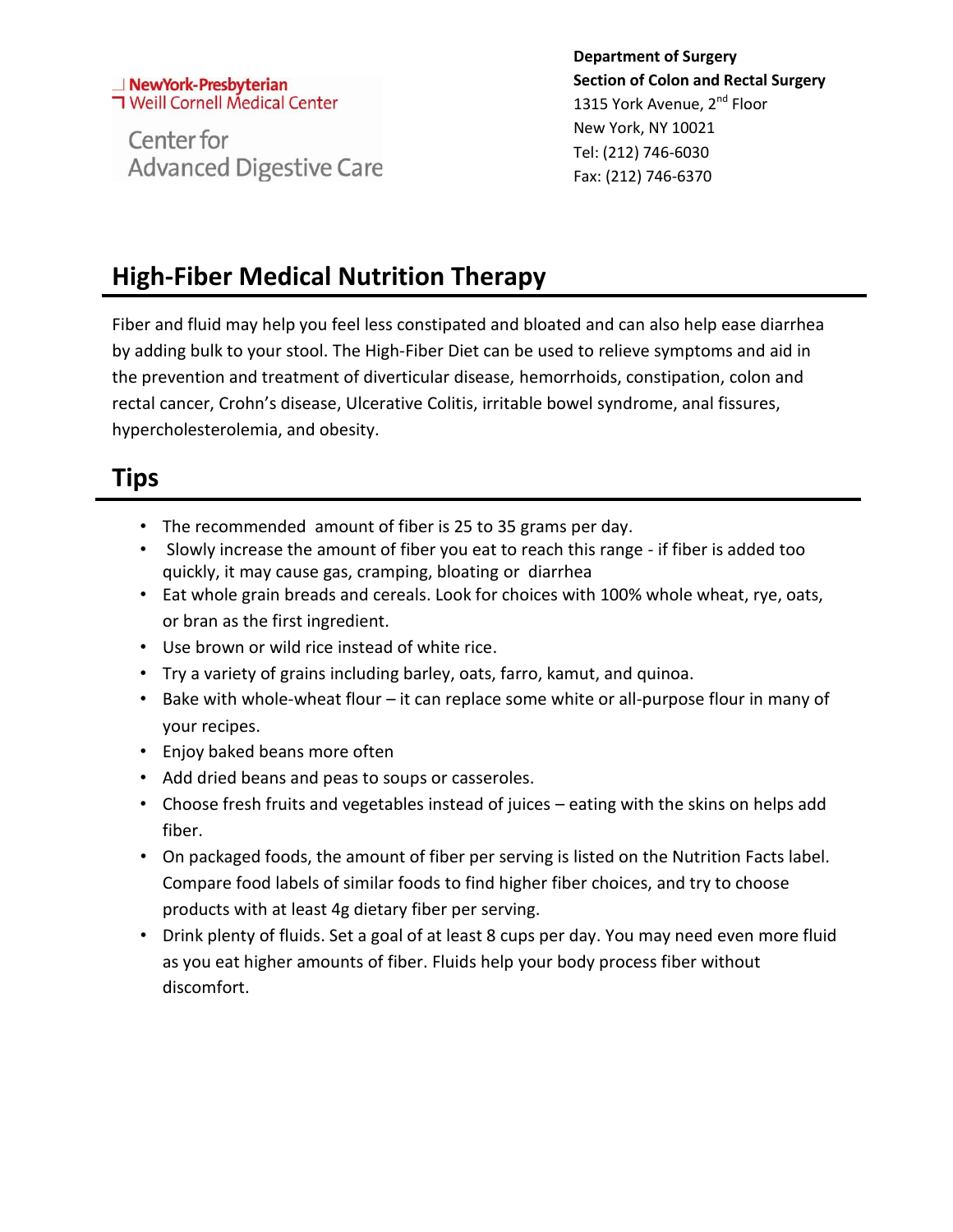NewYork-Presbyterian
Weill Cornell Medical Center

Center for
Advanced Digestive Care

**Department of Surgery**
**Section of Colon and Rectal Surgery**
1315 York Avenue, 2nd Floor
New York, NY 10021
Tel: (212) 746-6030
Fax: (212) 746-6370

# High-Fiber Medical Nutrition Therapy

Fiber and fluid may help you feel less constipated and bloated and can also help ease diarrhea by adding bulk to your stool. The High-Fiber Diet can be used to relieve symptoms and aid in the prevention and treatment of diverticular disease, hemorrhoids, constipation, colon and rectal cancer, Crohn's disease, Ulcerative Colitis, irritable bowel syndrome, anal fissures, hypercholesterolemia, and obesity.

# Tips

- The recommended amount of fiber is 25 to 35 grams per day.
- Slowly increase the amount of fiber you eat to reach this range - if fiber is added too quickly, it may cause gas, cramping, bloating or diarrhea
- Eat whole grain breads and cereals. Look for choices with 100% whole wheat, rye, oats, or bran as the first ingredient.
- Use brown or wild rice instead of white rice.
- Try a variety of grains including barley, oats, farro, kamut, and quinoa.
- Bake with whole-wheat flour – it can replace some white or all-purpose flour in many of your recipes.
- Enjoy baked beans more often
- Add dried beans and peas to soups or casseroles.
- Choose fresh fruits and vegetables instead of juices – eating with the skins on helps add fiber.
- On packaged foods, the amount of fiber per serving is listed on the Nutrition Facts label. Compare food labels of similar foods to find higher fiber choices, and try to choose products with at least 4g dietary fiber per serving.
- Drink plenty of fluids. Set a goal of at least 8 cups per day. You may need even more fluid as you eat higher amounts of fiber. Fluids help your body process fiber without discomfort.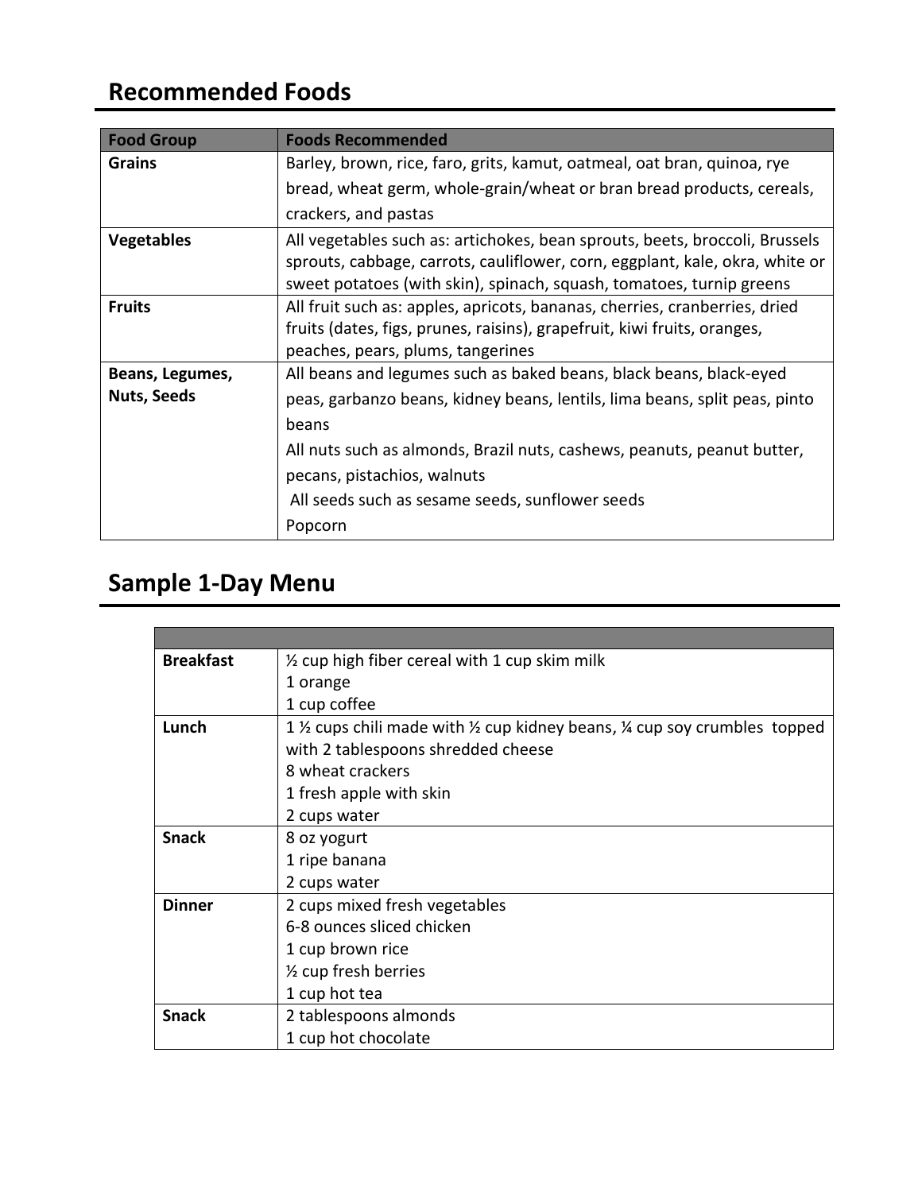## Recommended Foods

| Food Group | Foods Recommended |
|---|---|
| **Grains** | Barley, brown, rice, faro, grits, kamut, oatmeal, oat bran, quinoa, rye bread, wheat germ, whole-grain/wheat or bran bread products, cereals, crackers, and pastas |
| **Vegetables** | All vegetables such as: artichokes, bean sprouts, beets, broccoli, Brussels sprouts, cabbage, carrots, cauliflower, corn, eggplant, kale, okra, white or sweet potatoes (with skin), spinach, squash, tomatoes, turnip greens |
| **Fruits** | All fruit such as: apples, apricots, bananas, cherries, cranberries, dried fruits (dates, figs, prunes, raisins), grapefruit, kiwi fruits, oranges, peaches, pears, plums, tangerines |
| **Beans, Legumes, Nuts, Seeds** | All beans and legumes such as baked beans, black beans, black-eyed peas, garbanzo beans, kidney beans, lentils, lima beans, split peas, pinto beans<br>All nuts such as almonds, Brazil nuts, cashews, peanuts, peanut butter, pecans, pistachios, walnuts<br>All seeds such as sesame seeds, sunflower seeds<br>Popcorn |

## Sample 1-Day Menu

| | |
|---|---|
| **Breakfast** | ½ cup high fiber cereal with 1 cup skim milk<br>1 orange<br>1 cup coffee |
| **Lunch** | 1 ½ cups chili made with ½ cup kidney beans, ¼ cup soy crumbles topped with 2 tablespoons shredded cheese<br>8 wheat crackers<br>1 fresh apple with skin<br>2 cups water |
| **Snack** | 8 oz yogurt<br>1 ripe banana<br>2 cups water |
| **Dinner** | 2 cups mixed fresh vegetables<br>6-8 ounces sliced chicken<br>1 cup brown rice<br>½ cup fresh berries<br>1 cup hot tea |
| **Snack** | 2 tablespoons almonds<br>1 cup hot chocolate |